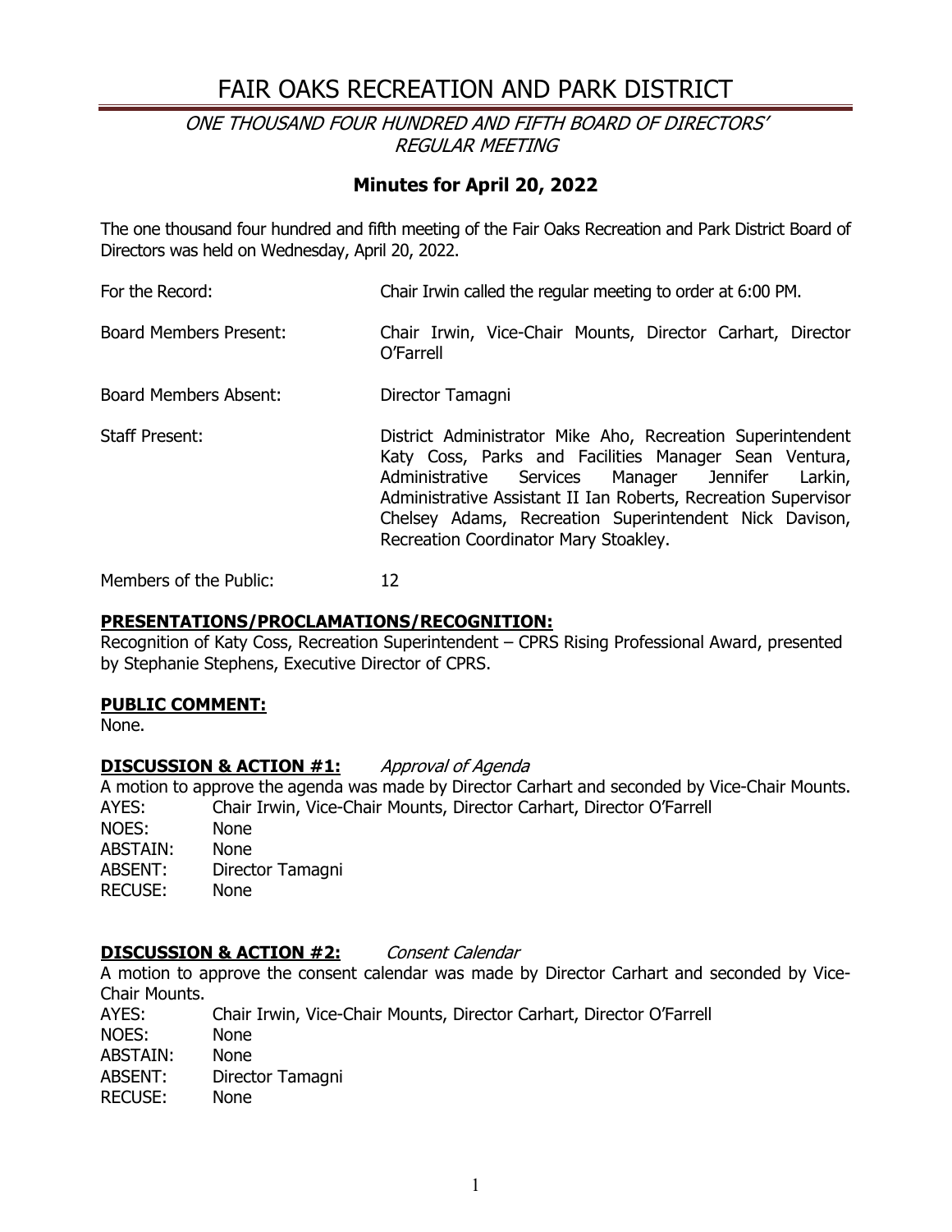# FAIR OAKS RECREATION AND PARK DISTRICT

## *ONE THOUSAND FOUR HUNDRED AND FIFTH BOARD OF DIRECTORS' REGULAR MEETING*

### Minutes for April 20, 2022

The one thousand four hundred and fifth meeting of the Fair Oaks Recreation and Park District Board of Directors was held on Wednesday, April 20, 2022.

| | |
|---|---|
| For the Record: | Chair Irwin called the regular meeting to order at 6:00 PM. |
| Board Members Present: | Chair Irwin, Vice-Chair Mounts, Director Carhart, Director O'Farrell |
| Board Members Absent: | Director Tamagni |
| Staff Present: | District Administrator Mike Aho, Recreation Superintendent Katy Coss, Parks and Facilities Manager Sean Ventura, Administrative Services Manager Jennifer Larkin, Administrative Assistant II Ian Roberts, Recreation Supervisor Chelsey Adams, Recreation Superintendent Nick Davison, Recreation Coordinator Mary Stoakley. |
| Members of the Public: | 12 |

**PRESENTATIONS/PROCLAMATIONS/RECOGNITION:**
Recognition of Katy Coss, Recreation Superintendent – CPRS Rising Professional Award, presented by Stephanie Stephens, Executive Director of CPRS.

**PUBLIC COMMENT:**
None.

**DISCUSSION & ACTION #1:** *Approval of Agenda*
A motion to approve the agenda was made by Director Carhart and seconded by Vice-Chair Mounts.

| | |
|---|---|
| AYES: | Chair Irwin, Vice-Chair Mounts, Director Carhart, Director O'Farrell |
| NOES: | None |
| ABSTAIN: | None |
| ABSENT: | Director Tamagni |
| RECUSE: | None |

**DISCUSSION & ACTION #2:** *Consent Calendar*
A motion to approve the consent calendar was made by Director Carhart and seconded by Vice-Chair Mounts.

| | |
|---|---|
| AYES: | Chair Irwin, Vice-Chair Mounts, Director Carhart, Director O'Farrell |
| NOES: | None |
| ABSTAIN: | None |
| ABSENT: | Director Tamagni |
| RECUSE: | None |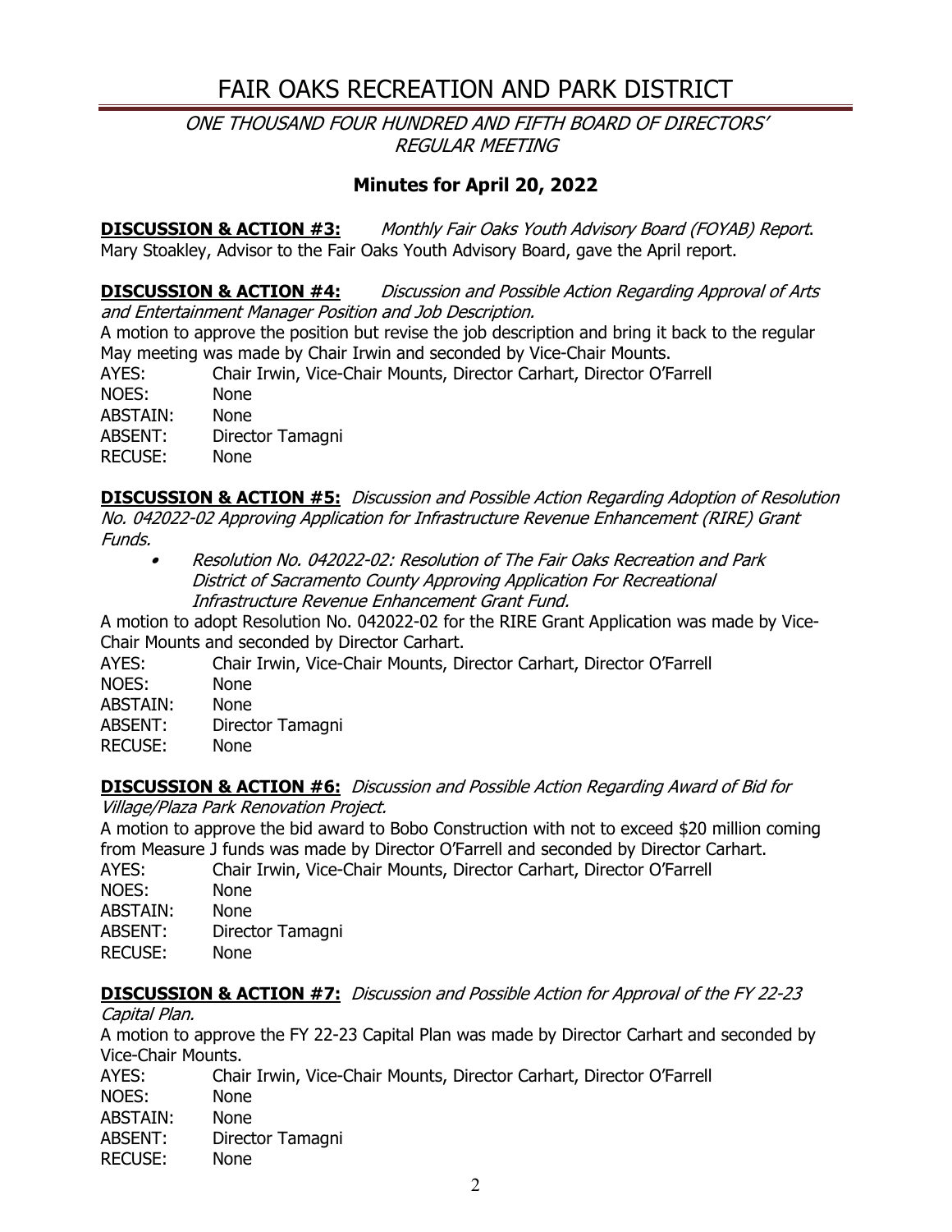# FAIR OAKS RECREATION AND PARK DISTRICT

*ONE THOUSAND FOUR HUNDRED AND FIFTH BOARD OF DIRECTORS' REGULAR MEETING*

## Minutes for April 20, 2022

**DISCUSSION & ACTION #3:** *Monthly Fair Oaks Youth Advisory Board (FOYAB) Report.*
Mary Stoakley, Advisor to the Fair Oaks Youth Advisory Board, gave the April report.

**DISCUSSION & ACTION #4:** *Discussion and Possible Action Regarding Approval of Arts and Entertainment Manager Position and Job Description.*
A motion to approve the position but revise the job description and bring it back to the regular May meeting was made by Chair Irwin and seconded by Vice-Chair Mounts.

AYES: Chair Irwin, Vice-Chair Mounts, Director Carhart, Director O'Farrell
NOES: None
ABSTAIN: None
ABSENT: Director Tamagni
RECUSE: None

**DISCUSSION & ACTION #5:** *Discussion and Possible Action Regarding Adoption of Resolution No. 042022-02 Approving Application for Infrastructure Revenue Enhancement (RIRE) Grant Funds.*

- *Resolution No. 042022-02: Resolution of The Fair Oaks Recreation and Park District of Sacramento County Approving Application For Recreational Infrastructure Revenue Enhancement Grant Fund.*

A motion to adopt Resolution No. 042022-02 for the RIRE Grant Application was made by Vice-Chair Mounts and seconded by Director Carhart.

AYES: Chair Irwin, Vice-Chair Mounts, Director Carhart, Director O'Farrell
NOES: None
ABSTAIN: None
ABSENT: Director Tamagni
RECUSE: None

**DISCUSSION & ACTION #6:** *Discussion and Possible Action Regarding Award of Bid for Village/Plaza Park Renovation Project.*
A motion to approve the bid award to Bobo Construction with not to exceed $20 million coming from Measure J funds was made by Director O'Farrell and seconded by Director Carhart.

AYES: Chair Irwin, Vice-Chair Mounts, Director Carhart, Director O'Farrell
NOES: None
ABSTAIN: None
ABSENT: Director Tamagni
RECUSE: None

**DISCUSSION & ACTION #7:** *Discussion and Possible Action for Approval of the FY 22-23 Capital Plan.*
A motion to approve the FY 22-23 Capital Plan was made by Director Carhart and seconded by Vice-Chair Mounts.

AYES: Chair Irwin, Vice-Chair Mounts, Director Carhart, Director O'Farrell
NOES: None
ABSTAIN: None
ABSENT: Director Tamagni
RECUSE: None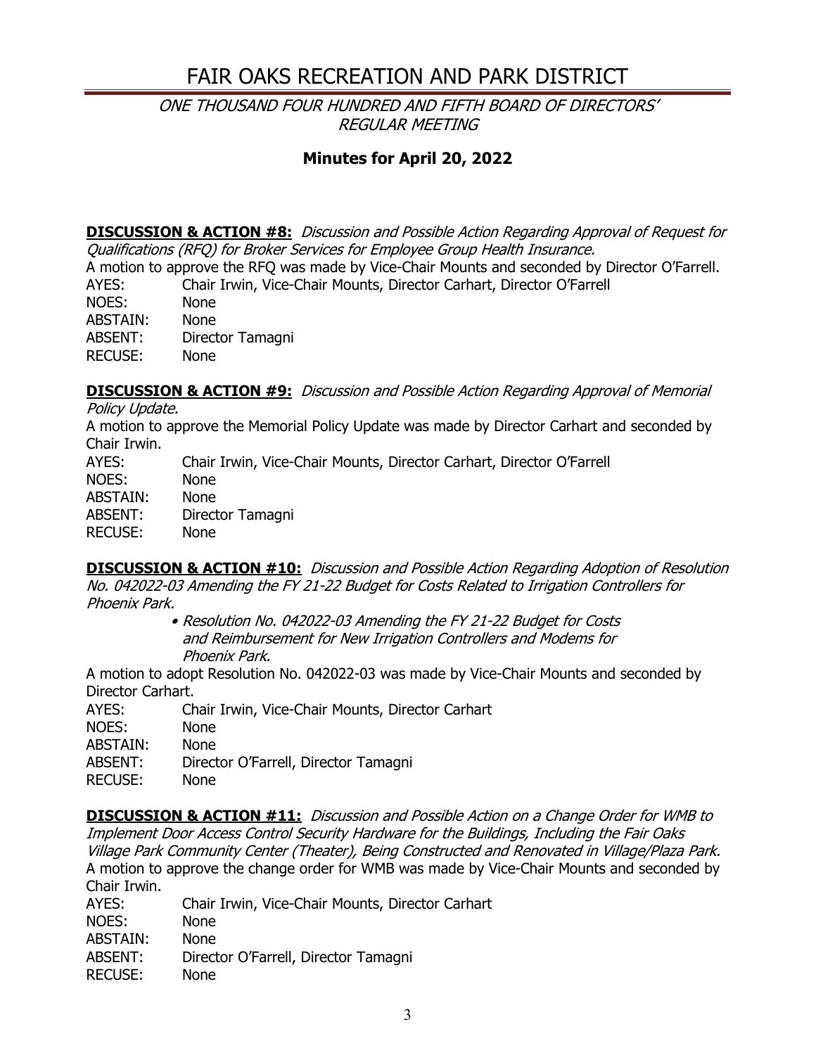# FAIR OAKS RECREATION AND PARK DISTRICT

*ONE THOUSAND FOUR HUNDRED AND FIFTH BOARD OF DIRECTORS' REGULAR MEETING*

**Minutes for April 20, 2022**

**DISCUSSION & ACTION #8:** *Discussion and Possible Action Regarding Approval of Request for Qualifications (RFQ) for Broker Services for Employee Group Health Insurance.*

A motion to approve the RFQ was made by Vice-Chair Mounts and seconded by Director O'Farrell.

| | |
|---|---|
| AYES: | Chair Irwin, Vice-Chair Mounts, Director Carhart, Director O'Farrell |
| NOES: | None |
| ABSTAIN: | None |
| ABSENT: | Director Tamagni |
| RECUSE: | None |

**DISCUSSION & ACTION #9:** *Discussion and Possible Action Regarding Approval of Memorial Policy Update.*

A motion to approve the Memorial Policy Update was made by Director Carhart and seconded by Chair Irwin.

| | |
|---|---|
| AYES: | Chair Irwin, Vice-Chair Mounts, Director Carhart, Director O'Farrell |
| NOES: | None |
| ABSTAIN: | None |
| ABSENT: | Director Tamagni |
| RECUSE: | None |

**DISCUSSION & ACTION #10:** *Discussion and Possible Action Regarding Adoption of Resolution No. 042022-03 Amending the FY 21-22 Budget for Costs Related to Irrigation Controllers for Phoenix Park.*

- *Resolution No. 042022-03 Amending the FY 21-22 Budget for Costs and Reimbursement for New Irrigation Controllers and Modems for Phoenix Park.*

A motion to adopt Resolution No. 042022-03 was made by Vice-Chair Mounts and seconded by Director Carhart.

| | |
|---|---|
| AYES: | Chair Irwin, Vice-Chair Mounts, Director Carhart |
| NOES: | None |
| ABSTAIN: | None |
| ABSENT: | Director O'Farrell, Director Tamagni |
| RECUSE: | None |

**DISCUSSION & ACTION #11:** *Discussion and Possible Action on a Change Order for WMB to Implement Door Access Control Security Hardware for the Buildings, Including the Fair Oaks Village Park Community Center (Theater), Being Constructed and Renovated in Village/Plaza Park.*

A motion to approve the change order for WMB was made by Vice-Chair Mounts and seconded by Chair Irwin.

| | |
|---|---|
| AYES: | Chair Irwin, Vice-Chair Mounts, Director Carhart |
| NOES: | None |
| ABSTAIN: | None |
| ABSENT: | Director O'Farrell, Director Tamagni |
| RECUSE: | None |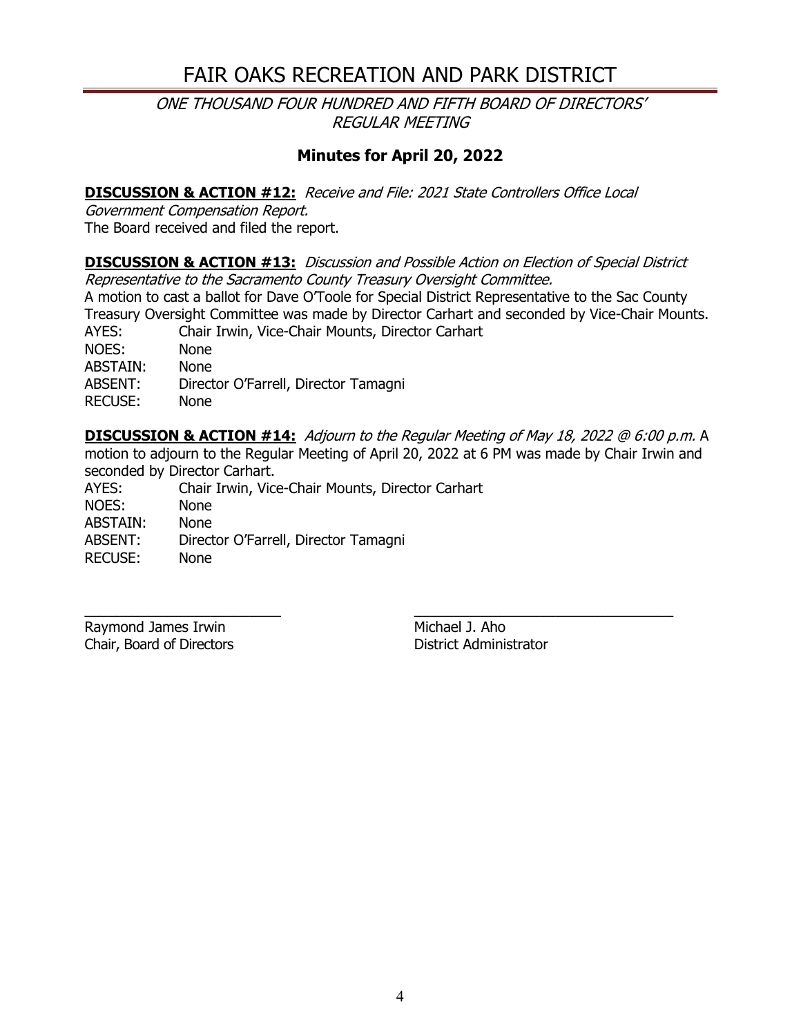# FAIR OAKS RECREATION AND PARK DISTRICT

*ONE THOUSAND FOUR HUNDRED AND FIFTH BOARD OF DIRECTORS' REGULAR MEETING*

## Minutes for April 20, 2022

**DISCUSSION & ACTION #12:** *Receive and File: 2021 State Controllers Office Local Government Compensation Report.*
The Board received and filed the report.

**DISCUSSION & ACTION #13:** *Discussion and Possible Action on Election of Special District Representative to the Sacramento County Treasury Oversight Committee.*
A motion to cast a ballot for Dave O'Toole for Special District Representative to the Sac County Treasury Oversight Committee was made by Director Carhart and seconded by Vice-Chair Mounts.

| | |
|---|---|
| AYES: | Chair Irwin, Vice-Chair Mounts, Director Carhart |
| NOES: | None |
| ABSTAIN: | None |
| ABSENT: | Director O'Farrell, Director Tamagni |
| RECUSE: | None |

**DISCUSSION & ACTION #14:** *Adjourn to the Regular Meeting of May 18, 2022 @ 6:00 p.m.* A motion to adjourn to the Regular Meeting of April 20, 2022 at 6 PM was made by Chair Irwin and seconded by Director Carhart.

| | |
|---|---|
| AYES: | Chair Irwin, Vice-Chair Mounts, Director Carhart |
| NOES: | None |
| ABSTAIN: | None |
| ABSENT: | Director O'Farrell, Director Tamagni |
| RECUSE: | None |

\_\_\_\_\_\_\_\_\_\_\_\_\_\_\_\_\_\_\_\_\_\_\_\_\_\_
Raymond James Irwin
Chair, Board of Directors

\_\_\_\_\_\_\_\_\_\_\_\_\_\_\_\_\_\_\_\_\_\_\_\_\_\_\_\_\_\_\_\_\_\_\_
Michael J. Aho
District Administrator